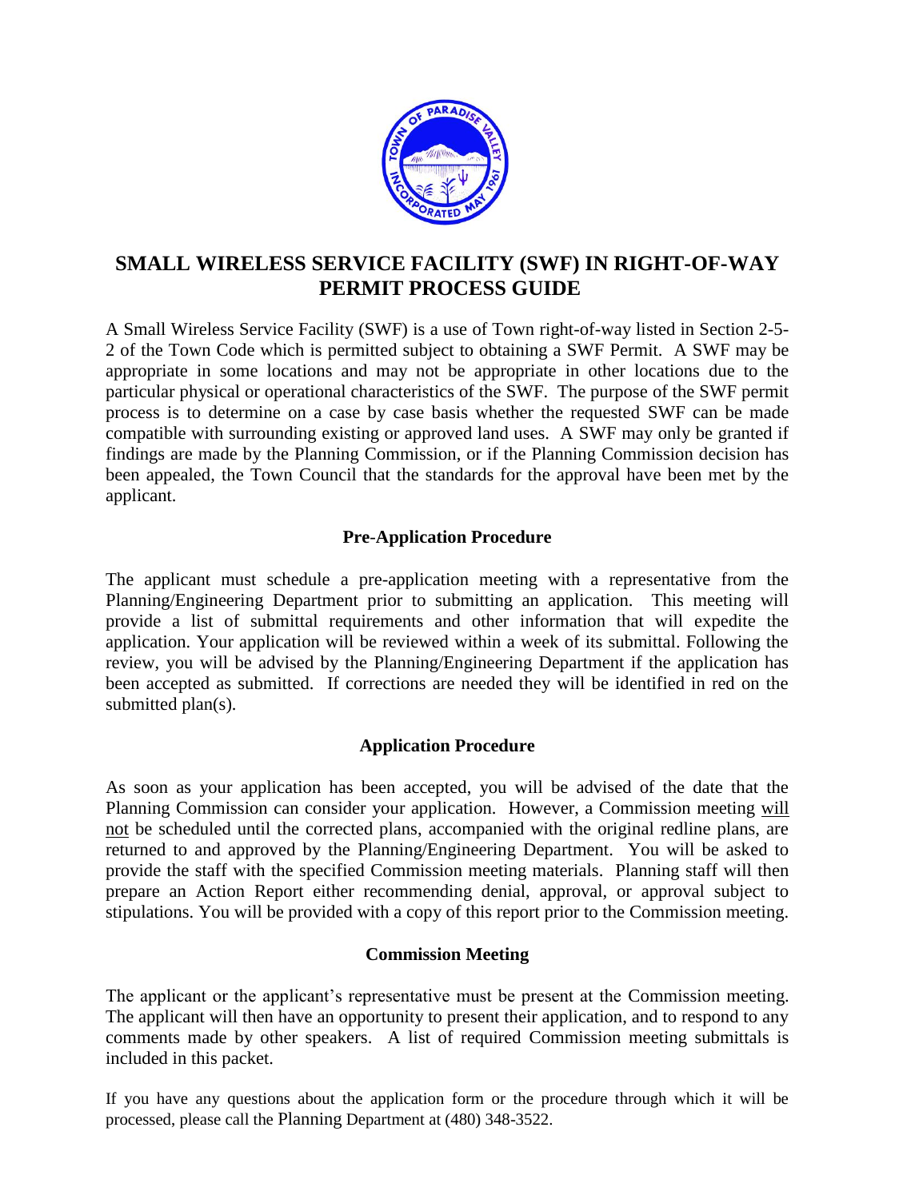# SMALL WIRELESS SERVICE FACILITY (SWF) IN RIGHT-OF-WAY PERMIT PROCESS GUIDE

A Small Wireless Service Facility (SWF) is a use of Town right-of-way listed in Section 2-5-2 of the Town Code which is permitted subject to obtaining a SWF Permit. A SWF may be appropriate in some locations and may not be appropriate in other locations due to the particular physical or operational characteristics of the SWF. The purpose of the SWF permit process is to determine on a case by case basis whether the requested SWF can be made compatible with surrounding existing or approved land uses. A SWF may only be granted if findings are made by the Planning Commission, or if the Planning Commission decision has been appealed, the Town Council that the standards for the approval have been met by the applicant.

## Pre-Application Procedure

The applicant must schedule a pre-application meeting with a representative from the Planning/Engineering Department prior to submitting an application. This meeting will provide a list of submittal requirements and other information that will expedite the application. Your application will be reviewed within a week of its submittal. Following the review, you will be advised by the Planning/Engineering Department if the application has been accepted as submitted. If corrections are needed they will be identified in red on the submitted plan(s).

## Application Procedure

As soon as your application has been accepted, you will be advised of the date that the Planning Commission can consider your application. However, a Commission meeting will not be scheduled until the corrected plans, accompanied with the original redline plans, are returned to and approved by the Planning/Engineering Department. You will be asked to provide the staff with the specified Commission meeting materials. Planning staff will then prepare an Action Report either recommending denial, approval, or approval subject to stipulations. You will be provided with a copy of this report prior to the Commission meeting.

## Commission Meeting

The applicant or the applicant's representative must be present at the Commission meeting. The applicant will then have an opportunity to present their application, and to respond to any comments made by other speakers. A list of required Commission meeting submittals is included in this packet.

If you have any questions about the application form or the procedure through which it will be processed, please call the Planning Department at (480) 348-3522.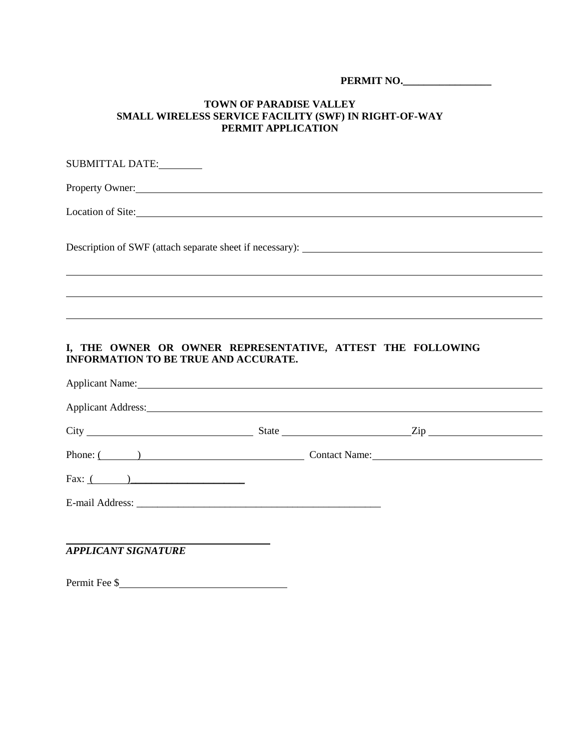**PERMIT NO.\_\_\_\_\_\_\_\_\_\_\_\_\_\_\_\_\_**

# TOWN OF PARADISE VALLEY
## SMALL WIRELESS SERVICE FACILITY (SWF) IN RIGHT-OF-WAY
## PERMIT APPLICATION

SUBMITTAL DATE:\_\_\_\_\_\_\_\_

Property Owner:\_\_\_\_\_\_\_\_\_\_\_\_\_\_\_\_\_\_\_\_\_\_\_\_\_\_\_\_\_\_\_\_\_\_\_\_\_\_\_\_\_\_\_\_\_\_\_\_\_\_\_\_\_\_\_\_\_\_\_\_\_\_\_\_\_\_\_\_\_\_

Location of Site:\_\_\_\_\_\_\_\_\_\_\_\_\_\_\_\_\_\_\_\_\_\_\_\_\_\_\_\_\_\_\_\_\_\_\_\_\_\_\_\_\_\_\_\_\_\_\_\_\_\_\_\_\_\_\_\_\_\_\_\_\_\_\_\_\_\_\_\_\_\_

Description of SWF (attach separate sheet if necessary): \_\_\_\_\_\_\_\_\_\_\_\_\_\_\_\_\_\_\_\_\_\_\_\_\_\_\_\_\_\_\_\_\_\_\_\_\_\_\_\_

\_\_\_\_\_\_\_\_\_\_\_\_\_\_\_\_\_\_\_\_\_\_\_\_\_\_\_\_\_\_\_\_\_\_\_\_\_\_\_\_\_\_\_\_\_\_\_\_\_\_\_\_\_\_\_\_\_\_\_\_\_\_\_\_\_\_\_\_\_\_\_\_\_\_\_\_\_\_\_\_\_\_\_\_\_\_

\_\_\_\_\_\_\_\_\_\_\_\_\_\_\_\_\_\_\_\_\_\_\_\_\_\_\_\_\_\_\_\_\_\_\_\_\_\_\_\_\_\_\_\_\_\_\_\_\_\_\_\_\_\_\_\_\_\_\_\_\_\_\_\_\_\_\_\_\_\_\_\_\_\_\_\_\_\_\_\_\_\_\_\_\_\_

\_\_\_\_\_\_\_\_\_\_\_\_\_\_\_\_\_\_\_\_\_\_\_\_\_\_\_\_\_\_\_\_\_\_\_\_\_\_\_\_\_\_\_\_\_\_\_\_\_\_\_\_\_\_\_\_\_\_\_\_\_\_\_\_\_\_\_\_\_\_\_\_\_\_\_\_\_\_\_\_\_\_\_\_\_\_

**I, THE OWNER OR OWNER REPRESENTATIVE, ATTEST THE FOLLOWING INFORMATION TO BE TRUE AND ACCURATE.**

Applicant Name:\_\_\_\_\_\_\_\_\_\_\_\_\_\_\_\_\_\_\_\_\_\_\_\_\_\_\_\_\_\_\_\_\_\_\_\_\_\_\_\_\_\_\_\_\_\_\_\_\_\_\_\_\_\_\_\_\_\_\_\_\_\_\_\_\_\_\_\_\_

Applicant Address:\_\_\_\_\_\_\_\_\_\_\_\_\_\_\_\_\_\_\_\_\_\_\_\_\_\_\_\_\_\_\_\_\_\_\_\_\_\_\_\_\_\_\_\_\_\_\_\_\_\_\_\_\_\_\_\_\_\_\_\_\_\_\_\_\_\_\_

City \_\_\_\_\_\_\_\_\_\_\_\_\_\_\_\_\_\_\_\_\_\_\_\_\_\_\_\_ State \_\_\_\_\_\_\_\_\_\_\_\_\_\_\_\_\_\_\_\_\_\_Zip \_\_\_\_\_\_\_\_\_\_\_\_\_\_\_\_\_\_\_\_

Phone: (        ) \_\_\_\_\_\_\_\_\_\_\_\_\_\_\_\_\_\_\_\_\_\_\_\_\_\_\_\_ Contact Name:\_\_\_\_\_\_\_\_\_\_\_\_\_\_\_\_\_\_\_\_\_\_\_\_\_\_\_\_\_\_

Fax: (        )\_\_\_\_\_\_\_\_\_\_\_\_\_\_\_\_\_\_\_\_\_\_

E-mail Address: \_\_\_\_\_\_\_\_\_\_\_\_\_\_\_\_\_\_\_\_\_\_\_\_\_\_\_\_\_\_\_\_\_\_\_\_\_\_\_\_\_\_\_\_\_\_\_\_

\_\_\_\_\_\_\_\_\_\_\_\_\_\_\_\_\_\_\_\_\_\_\_\_\_\_\_\_\_\_\_\_\_\_\_\_\_\_
***APPLICANT SIGNATURE***

Permit Fee $\_\_\_\_\_\_\_\_\_\_\_\_\_\_\_\_\_\_\_\_\_\_\_\_\_\_\_\_\_\_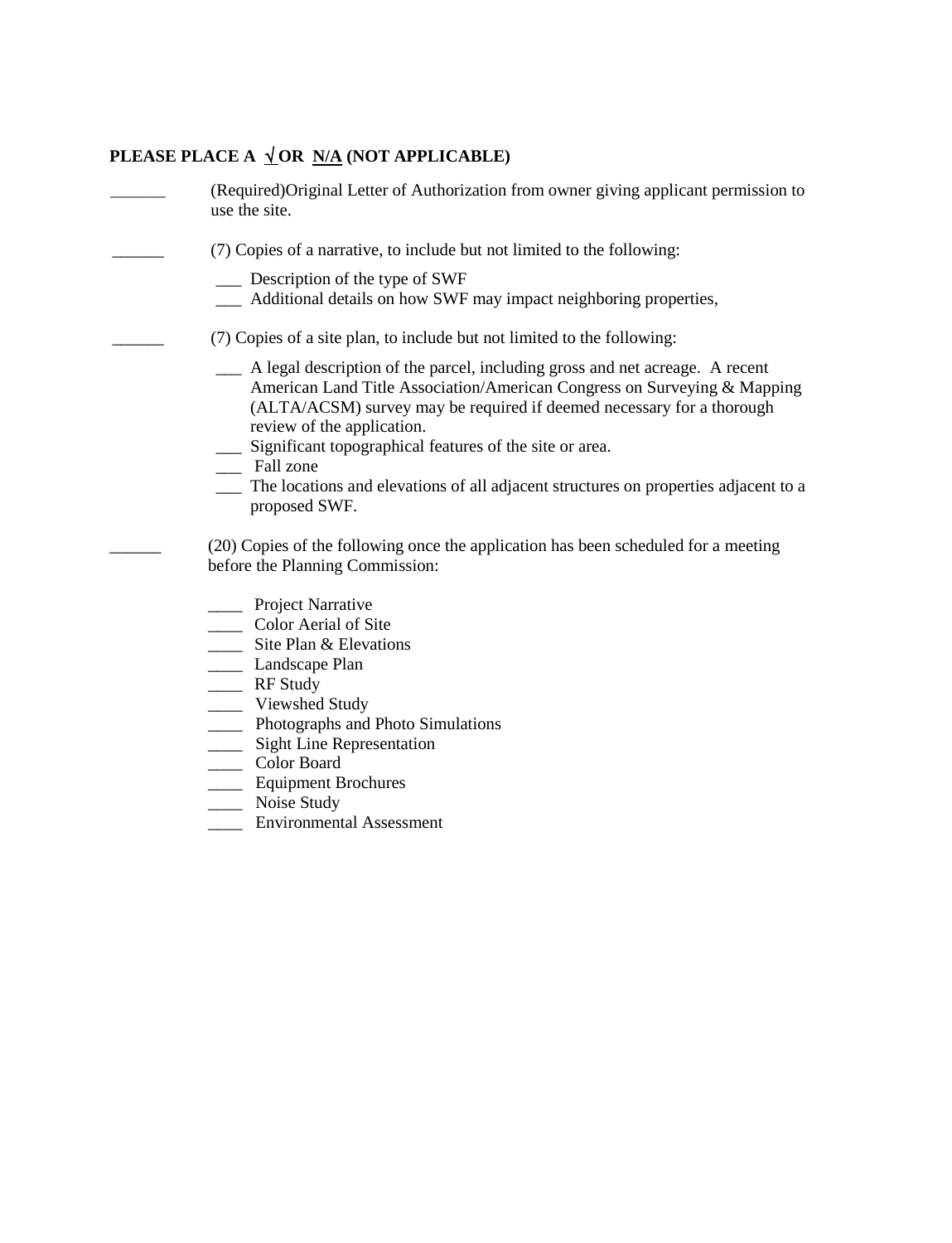**PLEASE PLACE A √ OR N/A (NOT APPLICABLE)**

______ (Required)Original Letter of Authorization from owner giving applicant permission to use the site.

______ (7) Copies of a narrative, to include but not limited to the following:

- ___ Description of the type of SWF
- ___ Additional details on how SWF may impact neighboring properties,

______ (7) Copies of a site plan, to include but not limited to the following:

- ___ A legal description of the parcel, including gross and net acreage. A recent American Land Title Association/American Congress on Surveying & Mapping (ALTA/ACSM) survey may be required if deemed necessary for a thorough review of the application.
- ___ Significant topographical features of the site or area.
- ___ Fall zone
- ___ The locations and elevations of all adjacent structures on properties adjacent to a proposed SWF.

______ (20) Copies of the following once the application has been scheduled for a meeting before the Planning Commission:

- ____ Project Narrative
- ____ Color Aerial of Site
- ____ Site Plan & Elevations
- ____ Landscape Plan
- ____ RF Study
- ____ Viewshed Study
- ____ Photographs and Photo Simulations
- ____ Sight Line Representation
- ____ Color Board
- ____ Equipment Brochures
- ____ Noise Study
- ____ Environmental Assessment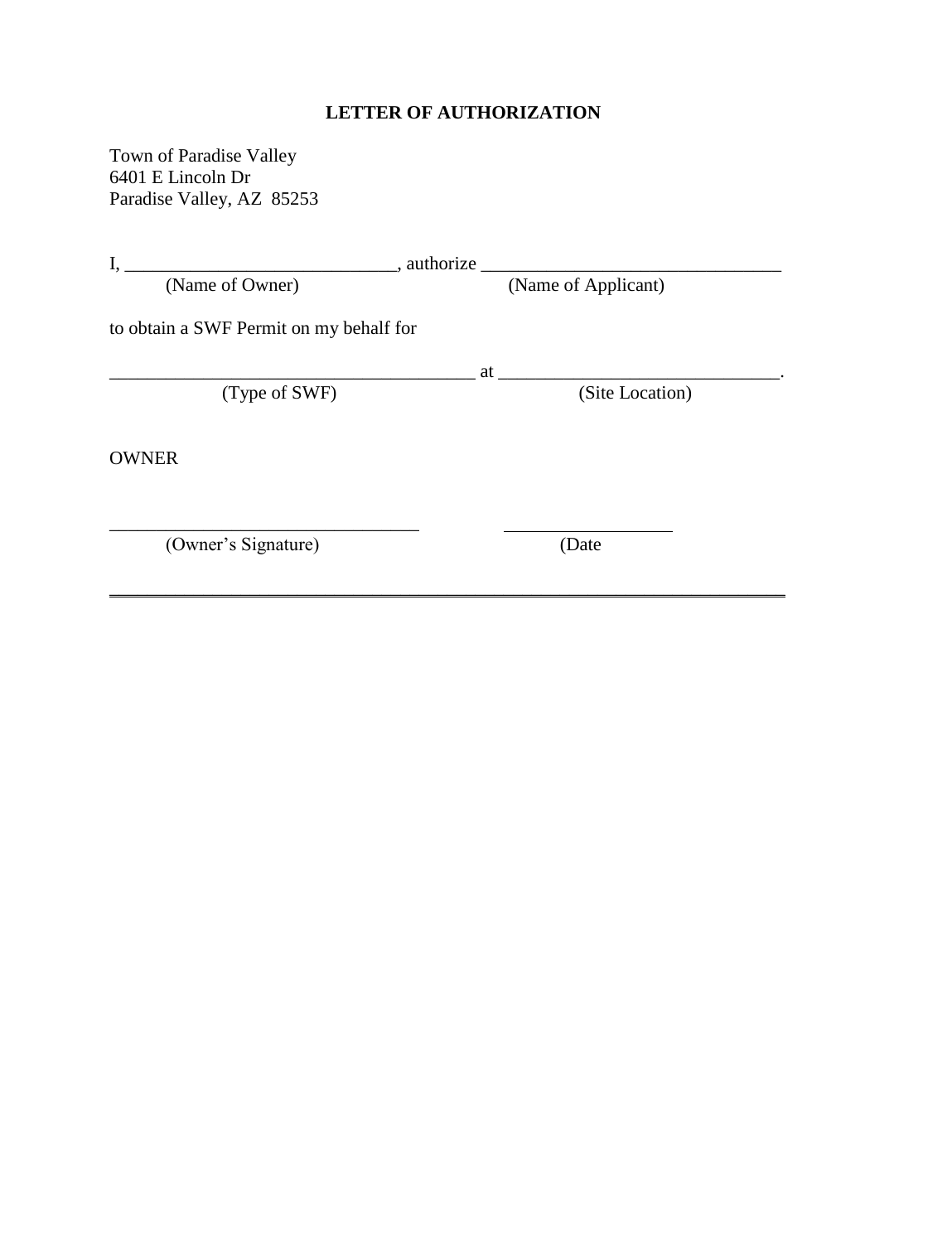# LETTER OF AUTHORIZATION

Town of Paradise Valley
6401 E Lincoln Dr
Paradise Valley, AZ 85253

I, ____________________________, authorize ________________________________
(Name of Owner) (Name of Applicant)

to obtain a SWF Permit on my behalf for

_______________________________________ at _____________________________.
(Type of SWF) (Site Location)

OWNER

_________________________________ __________________
(Owner's Signature) (Date

---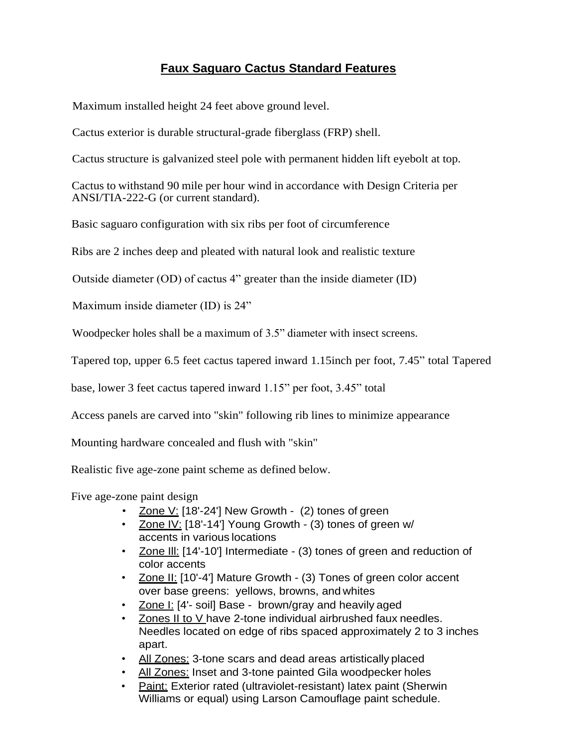# Faux Saguaro Cactus Standard Features

Maximum installed height 24 feet above ground level.

Cactus exterior is durable structural-grade fiberglass (FRP) shell.

Cactus structure is galvanized steel pole with permanent hidden lift eyebolt at top.

Cactus to withstand 90 mile per hour wind in accordance with Design Criteria per ANSI/TIA-222-G (or current standard).

Basic saguaro configuration with six ribs per foot of circumference

Ribs are 2 inches deep and pleated with natural look and realistic texture

Outside diameter (OD) of cactus 4" greater than the inside diameter (ID)

Maximum inside diameter (ID) is 24"

Woodpecker holes shall be a maximum of 3.5" diameter with insect screens.

Tapered top, upper 6.5 feet cactus tapered inward 1.15inch per foot, 7.45" total Tapered

base, lower 3 feet cactus tapered inward 1.15" per foot, 3.45" total

Access panels are carved into "skin" following rib lines to minimize appearance

Mounting hardware concealed and flush with "skin"

Realistic five age-zone paint scheme as defined below.

Five age-zone paint design

- Zone V: [18'-24'] New Growth - (2) tones of green
- Zone IV: [18'-14'] Young Growth - (3) tones of green w/ accents in various locations
- Zone III: [14'-10'] Intermediate - (3) tones of green and reduction of color accents
- Zone II: [10'-4'] Mature Growth - (3) Tones of green color accent over base greens: yellows, browns, and whites
- Zone I: [4'- soil] Base - brown/gray and heavily aged
- Zones II to V have 2-tone individual airbrushed faux needles. Needles located on edge of ribs spaced approximately 2 to 3 inches apart.
- All Zones: 3-tone scars and dead areas artistically placed
- All Zones: Inset and 3-tone painted Gila woodpecker holes
- Paint: Exterior rated (ultraviolet-resistant) latex paint (Sherwin Williams or equal) using Larson Camouflage paint schedule.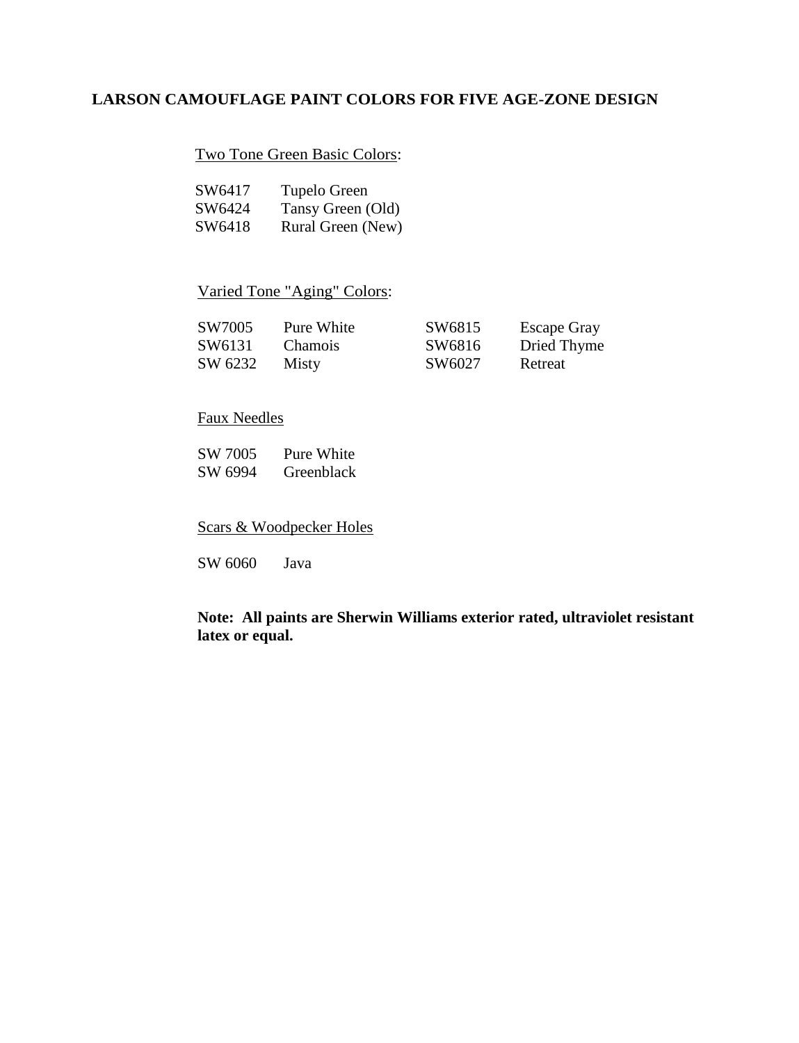## LARSON CAMOUFLAGE PAINT COLORS FOR FIVE AGE-ZONE DESIGN

Two Tone Green Basic Colors:

| | |
|---|---|
| SW6417 | Tupelo Green |
| SW6424 | Tansy Green (Old) |
| SW6418 | Rural Green (New) |

Varied Tone "Aging" Colors:

| | | | |
|---|---|---|---|
| SW7005 | Pure White | SW6815 | Escape Gray |
| SW6131 | Chamois | SW6816 | Dried Thyme |
| SW 6232 | Misty | SW6027 | Retreat |

Faux Needles

| | |
|---|---|
| SW 7005 | Pure White |
| SW 6994 | Greenblack |

Scars & Woodpecker Holes

SW 6060 Java

**Note: All paints are Sherwin Williams exterior rated, ultraviolet resistant latex or equal.**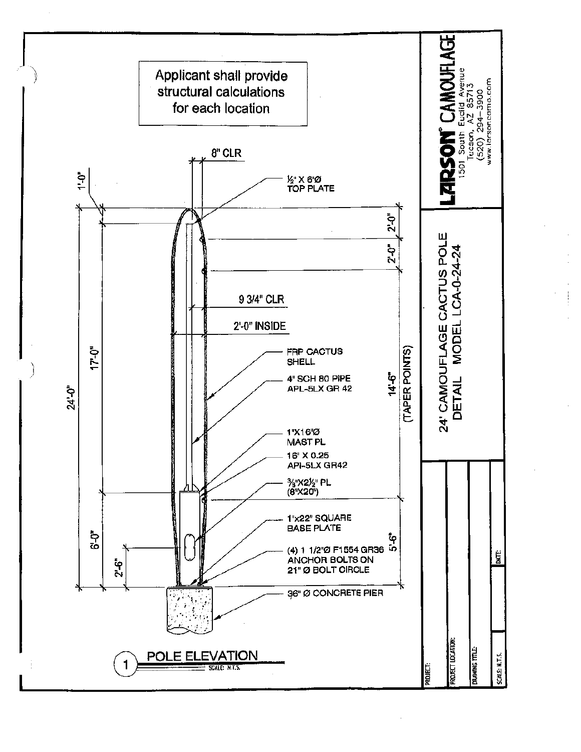Applicant shall provide structural calculations for each location

8" CLR

½" X 6"Ø TOP PLATE

1'-0"

2'-0"

2'-0"

9 3/4" CLR

2'-0" INSIDE

FRP CACTUS SHELL

4" SCH 80 PIPE API-5LX GR 42

24'-0"

17'-0"

14'-6" (TAPER POINTS)

1"X16"Ø MAST PL

16" X 0.25 API-5LX GR42

⅜"X2½" PL (8"X20")

1"x22" SQUARE BASE PLATE

6'-0"

5'-6"

2'-6"

(4) 1 1/2"Ø F1554 GR36 ANCHOR BOLTS ON 21" Ø BOLT CIRCLE

36" Ø CONCRETE PIER

**1 POLE ELEVATION**

SCALE: N.T.S.

**LARSON® CAMOUFLAGE**
1501 South Euclid Avenue
Tucson, AZ 85713
(520) 294-3900
www.larsoncamo.com

**24' CAMOUFLAGE CACTUS POLE DETAIL MODEL LCA-0-24-24**

PROJECT:

PROJECT LOCATION:

DRAWING TITLE:

SCALE: N.T.S.

DATE: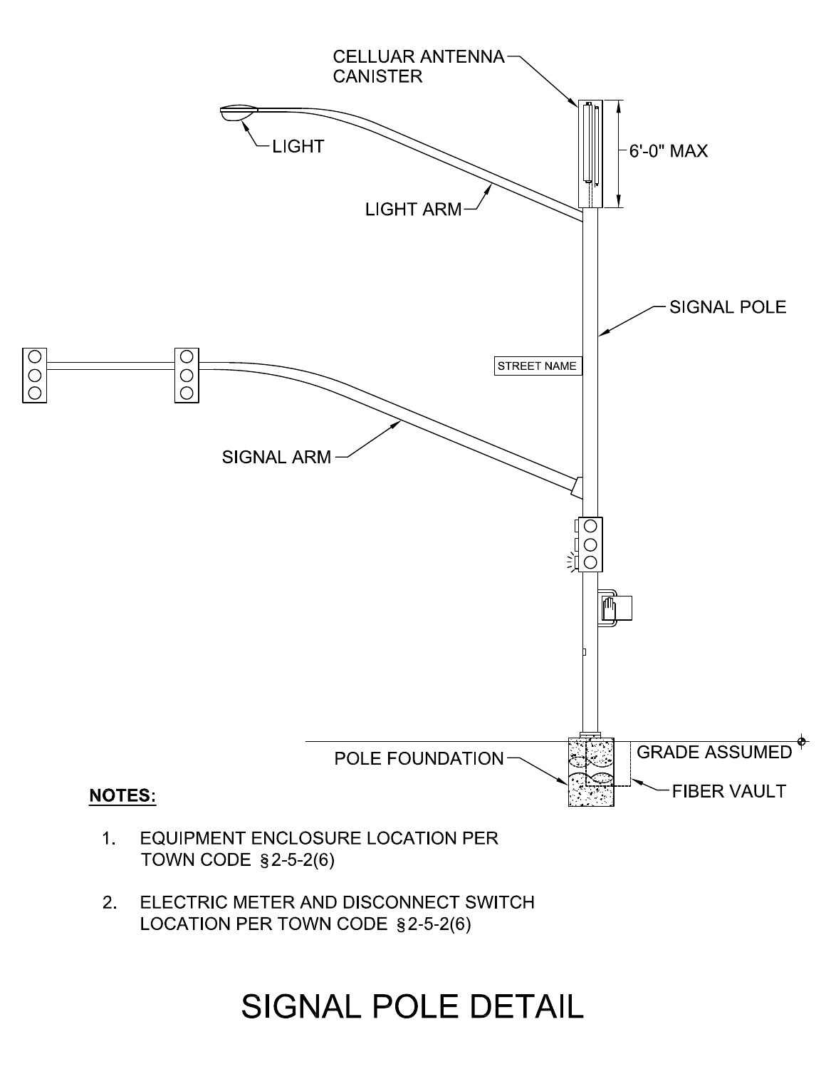CELLUAR ANTENNA CANISTER

6'-0" MAX

LIGHT

LIGHT ARM

SIGNAL POLE

STREET NAME

SIGNAL ARM

GRADE ASSUMED

POLE FOUNDATION

FIBER VAULT

**NOTES:**

1. EQUIPMENT ENCLOSURE LOCATION PER TOWN CODE §2-5-2(6)

2. ELECTRIC METER AND DISCONNECT SWITCH LOCATION PER TOWN CODE §2-5-2(6)

# SIGNAL POLE DETAIL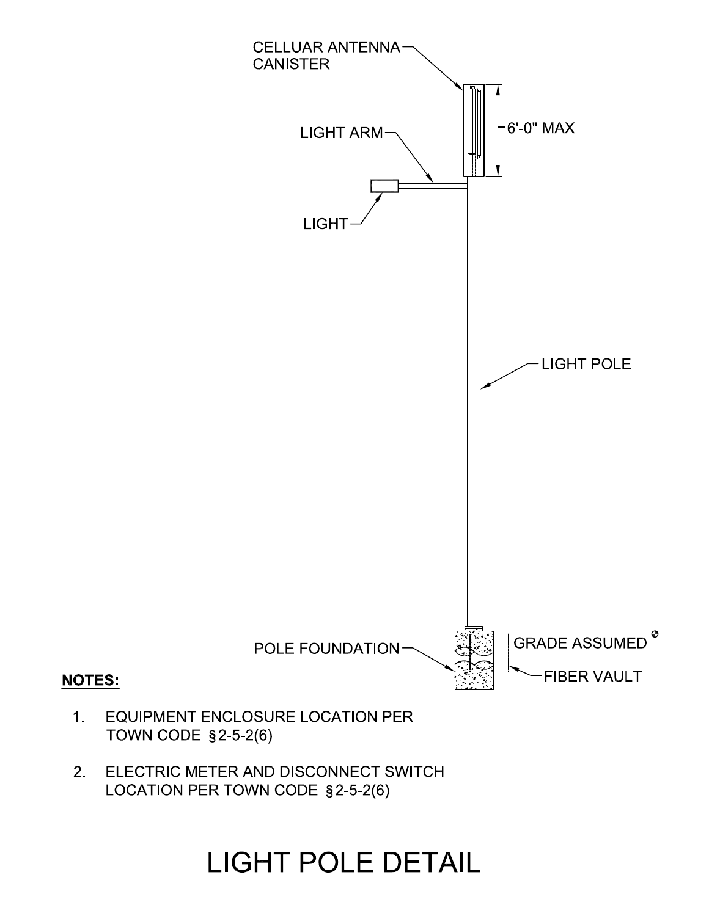CELLUAR ANTENNA CANISTER

6'-0" MAX

LIGHT ARM

LIGHT

LIGHT POLE

GRADE ASSUMED

POLE FOUNDATION

FIBER VAULT

**NOTES:**

1. EQUIPMENT ENCLOSURE LOCATION PER TOWN CODE §2-5-2(6)

2. ELECTRIC METER AND DISCONNECT SWITCH LOCATION PER TOWN CODE §2-5-2(6)

# LIGHT POLE DETAIL